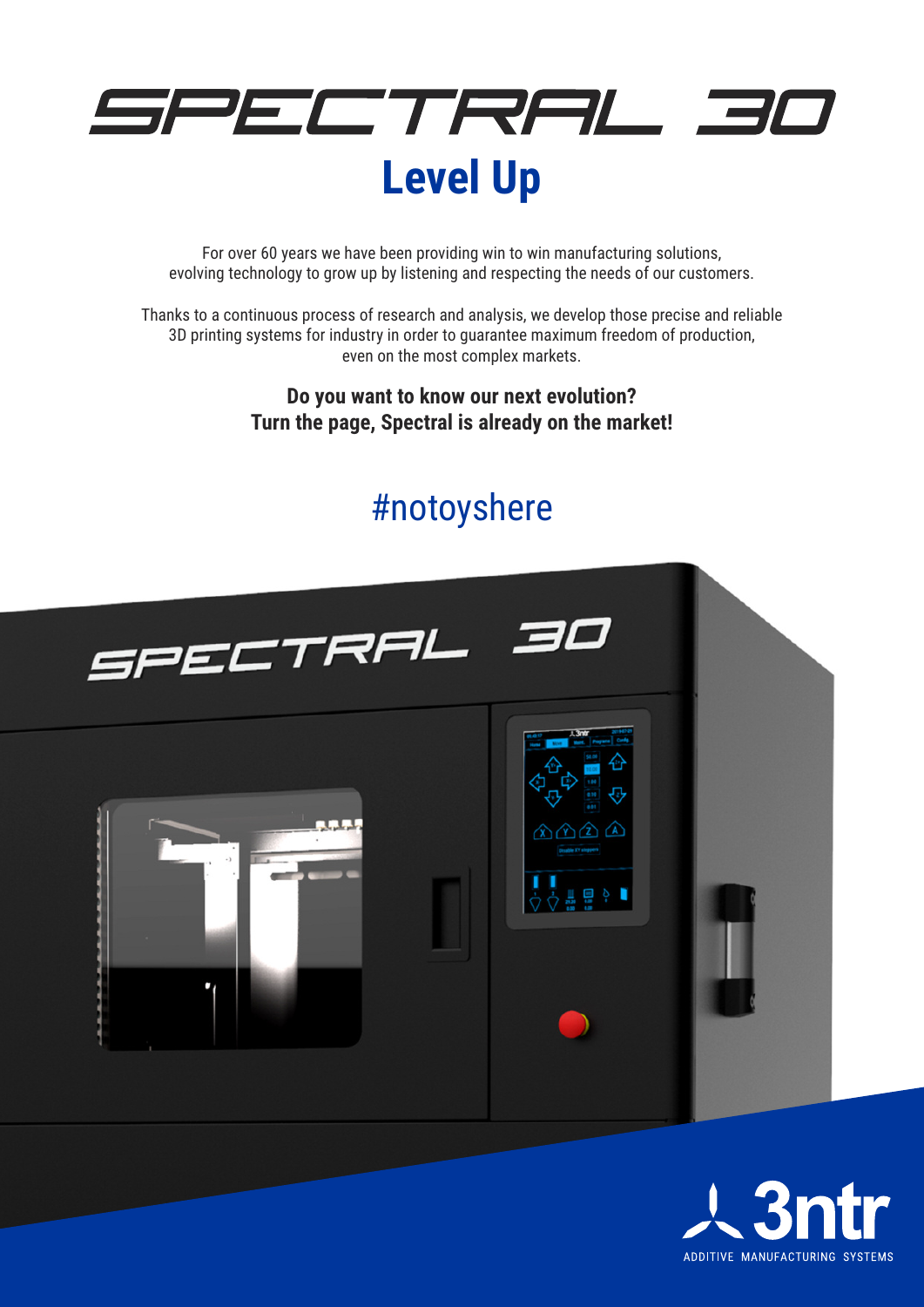# SPECTRAL 30

## Level Up

For over 60 years we have been providing win to win manufacturing solutions, evolving technology to grow up by listening and respecting the needs of our customers.

Thanks to a continuous process of research and analysis, we develop those precise and reliable 3D printing systems for industry in order to guarantee maximum freedom of production, even on the most complex markets.

**Do you want to know our next evolution?**
**Turn the page, Spectral is already on the market!**

#notoyshere

3ntr
ADDITIVE MANUFACTURING SYSTEMS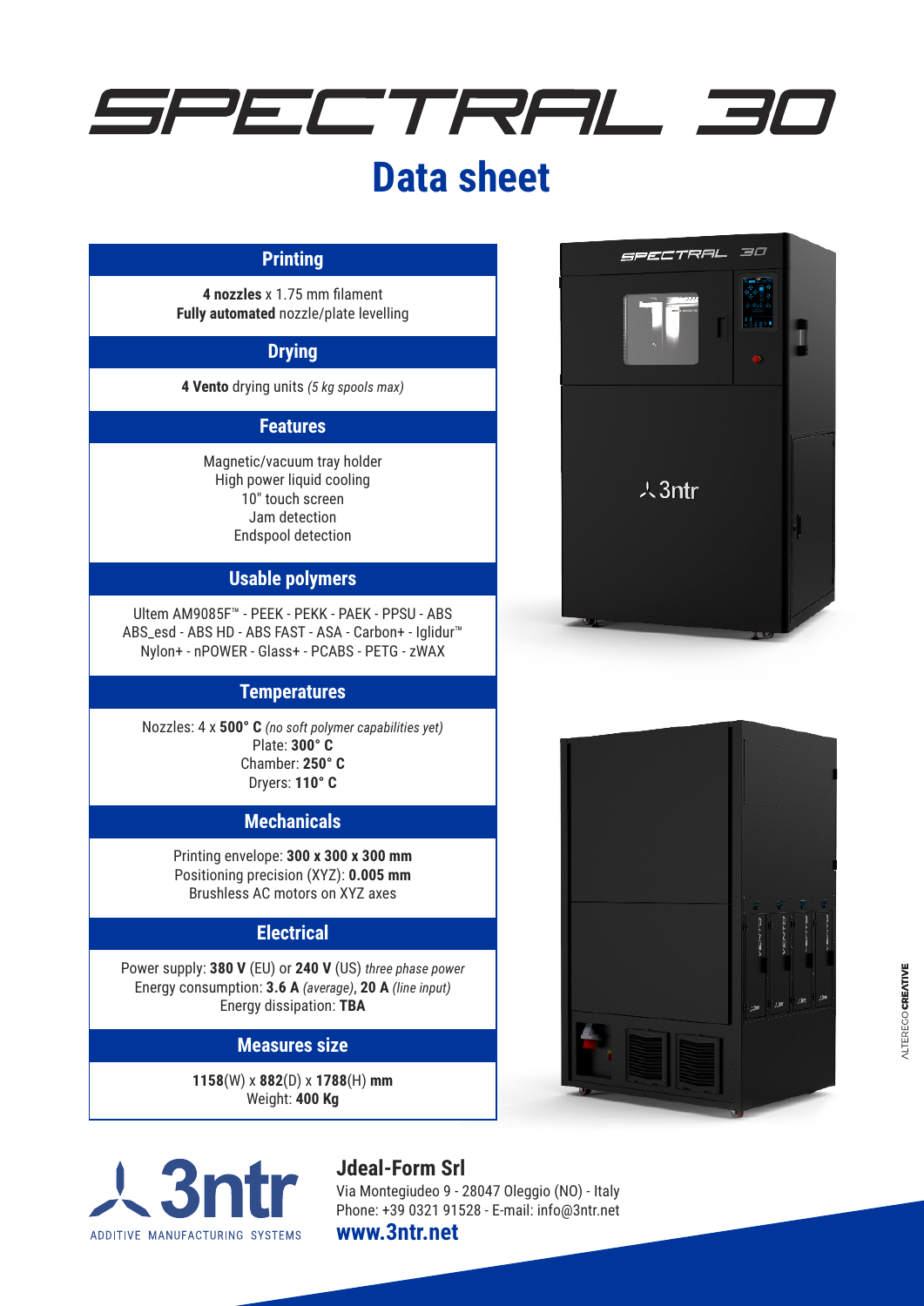# SPECTRAL 30

## Data sheet

### Printing

**4 nozzles** x 1.75 mm filament
**Fully automated** nozzle/plate levelling

### Drying

**4 Vento** drying units *(5 kg spools max)*

### Features

Magnetic/vacuum tray holder
High power liquid cooling
10" touch screen
Jam detection
Endspool detection

### Usable polymers

Ultem AM9085F™ - PEEK - PEKK - PAEK - PPSU - ABS
ABS_esd - ABS HD - ABS FAST - ASA - Carbon+ - Iglidur™
Nylon+ - nPOWER - Glass+ - PCABS - PETG - zWAX

### Temperatures

Nozzles: 4 x **500° C** *(no soft polymer capabilities yet)*
Plate: **300° C**
Chamber: **250° C**
Dryers: **110° C**

### Mechanicals

Printing envelope: **300 x 300 x 300 mm**
Positioning precision (XYZ): **0.005 mm**
Brushless AC motors on XYZ axes

### Electrical

Power supply: **380 V** (EU) or **240 V** (US) *three phase power*
Energy consumption: **3.6 A** *(average)*, **20 A** *(line input)*
Energy dissipation: **TBA**

### Measures size

**1158**(W) x **882**(D) x **1788**(H) **mm**
Weight: **400 Kg**

3ntr
ADDITIVE MANUFACTURING SYSTEMS

**Jdeal-Form Srl**
Via Montegiudeo 9 - 28047 Oleggio (NO) - Italy
Phone: +39 0321 91528 - E-mail: info@3ntr.net
**www.3ntr.net**

ALTEREGO CREATIVE